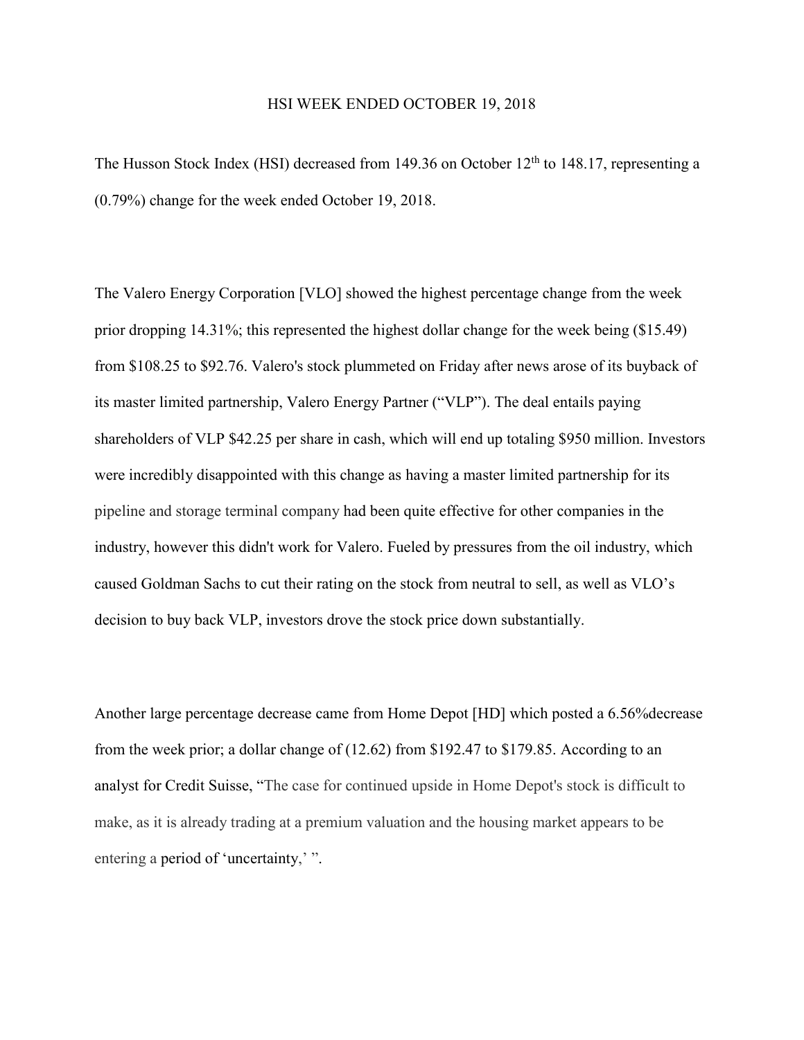# HSI WEEK ENDED OCTOBER 19, 2018

The Husson Stock Index (HSI) decreased from 149.36 on October 12th to 148.17, representing a (0.79%) change for the week ended October 19, 2018.

The Valero Energy Corporation [VLO] showed the highest percentage change from the week prior dropping 14.31%; this represented the highest dollar change for the week being ($15.49) from $108.25 to $92.76. Valero's stock plummeted on Friday after news arose of its buyback of its master limited partnership, Valero Energy Partner ("VLP"). The deal entails paying shareholders of VLP $42.25 per share in cash, which will end up totaling $950 million. Investors were incredibly disappointed with this change as having a master limited partnership for its pipeline and storage terminal company had been quite effective for other companies in the industry, however this didn't work for Valero. Fueled by pressures from the oil industry, which caused Goldman Sachs to cut their rating on the stock from neutral to sell, as well as VLO's decision to buy back VLP, investors drove the stock price down substantially.

Another large percentage decrease came from Home Depot [HD] which posted a 6.56%decrease from the week prior; a dollar change of (12.62) from $192.47 to $179.85. According to an analyst for Credit Suisse, "The case for continued upside in Home Depot's stock is difficult to make, as it is already trading at a premium valuation and the housing market appears to be entering a period of 'uncertainty,' ".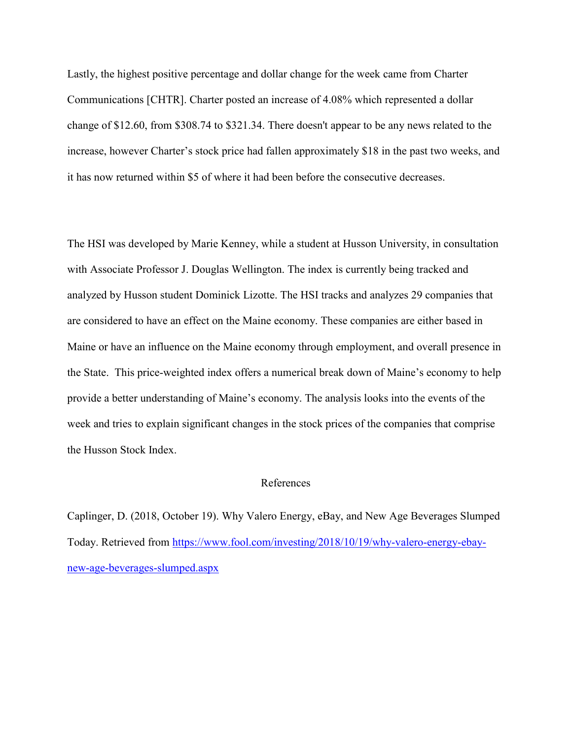Lastly, the highest positive percentage and dollar change for the week came from Charter Communications [CHTR]. Charter posted an increase of 4.08% which represented a dollar change of $12.60, from $308.74 to $321.34. There doesn't appear to be any news related to the increase, however Charter's stock price had fallen approximately $18 in the past two weeks, and it has now returned within $5 of where it had been before the consecutive decreases.

The HSI was developed by Marie Kenney, while a student at Husson University, in consultation with Associate Professor J. Douglas Wellington. The index is currently being tracked and analyzed by Husson student Dominick Lizotte. The HSI tracks and analyzes 29 companies that are considered to have an effect on the Maine economy. These companies are either based in Maine or have an influence on the Maine economy through employment, and overall presence in the State. This price-weighted index offers a numerical break down of Maine's economy to help provide a better understanding of Maine's economy. The analysis looks into the events of the week and tries to explain significant changes in the stock prices of the companies that comprise the Husson Stock Index.

## References

Caplinger, D. (2018, October 19). Why Valero Energy, eBay, and New Age Beverages Slumped Today. Retrieved from [https://www.fool.com/investing/2018/10/19/why-valero-energy-ebay-new-age-beverages-slumped.aspx](https://www.fool.com/investing/2018/10/19/why-valero-energy-ebay-new-age-beverages-slumped.aspx)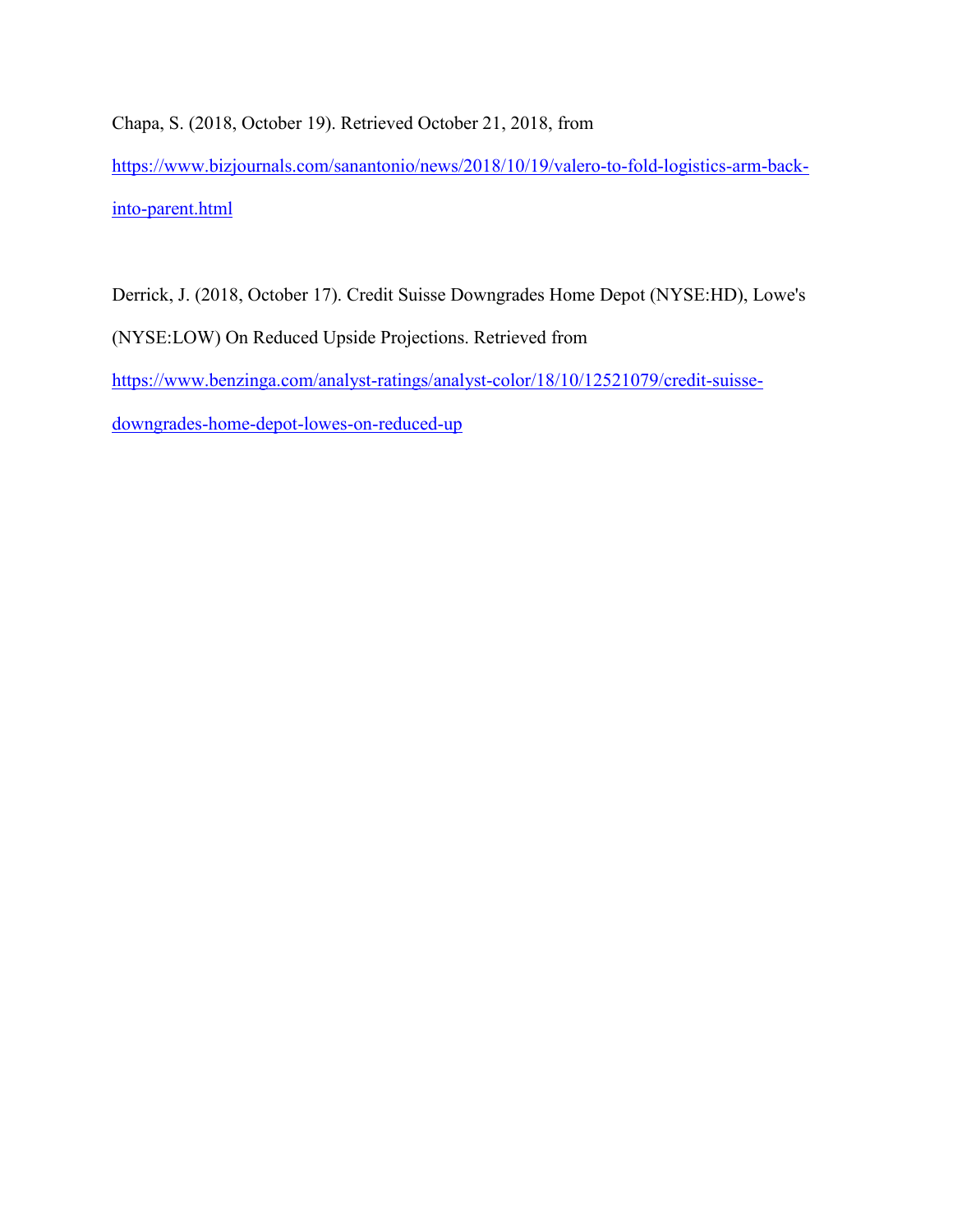Chapa, S. (2018, October 19). Retrieved October 21, 2018, from https://www.bizjournals.com/sanantonio/news/2018/10/19/valero-to-fold-logistics-arm-back-into-parent.html

Derrick, J. (2018, October 17). Credit Suisse Downgrades Home Depot (NYSE:HD), Lowe's (NYSE:LOW) On Reduced Upside Projections. Retrieved from https://www.benzinga.com/analyst-ratings/analyst-color/18/10/12521079/credit-suisse-downgrades-home-depot-lowes-on-reduced-up